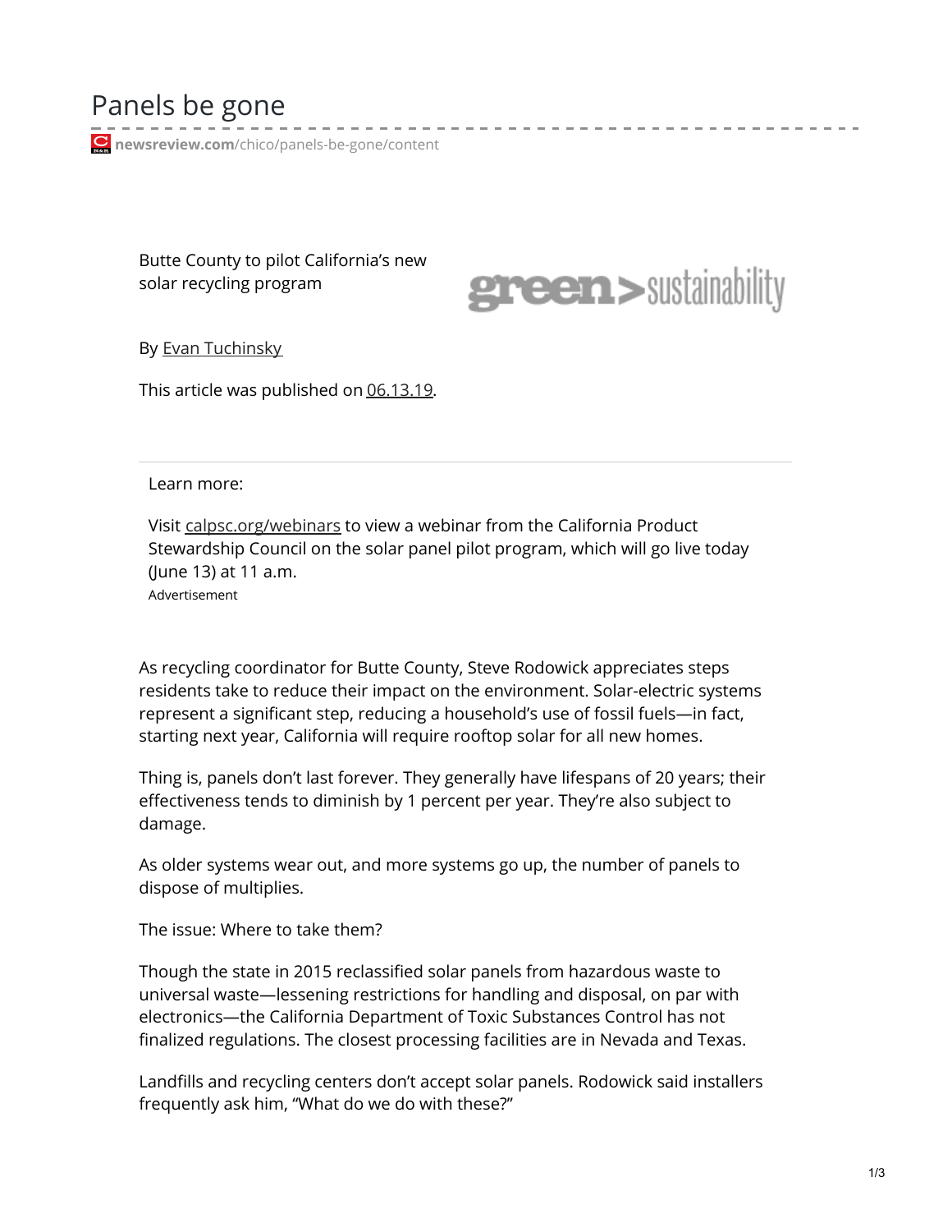# Panels be gone

newsreview.com/chico/panels-be-gone/content

Butte County to pilot California's new solar recycling program

green > sustainability

By Evan Tuchinsky

This article was published on 06.13.19.

Learn more:

Visit calpsc.org/webinars to view a webinar from the California Product Stewardship Council on the solar panel pilot program, which will go live today (June 13) at 11 a.m.

Advertisement

As recycling coordinator for Butte County, Steve Rodowick appreciates steps residents take to reduce their impact on the environment. Solar-electric systems represent a significant step, reducing a household's use of fossil fuels—in fact, starting next year, California will require rooftop solar for all new homes.

Thing is, panels don't last forever. They generally have lifespans of 20 years; their effectiveness tends to diminish by 1 percent per year. They're also subject to damage.

As older systems wear out, and more systems go up, the number of panels to dispose of multiplies.

The issue: Where to take them?

Though the state in 2015 reclassified solar panels from hazardous waste to universal waste—lessening restrictions for handling and disposal, on par with electronics—the California Department of Toxic Substances Control has not finalized regulations. The closest processing facilities are in Nevada and Texas.

Landfills and recycling centers don't accept solar panels. Rodowick said installers frequently ask him, "What do we do with these?"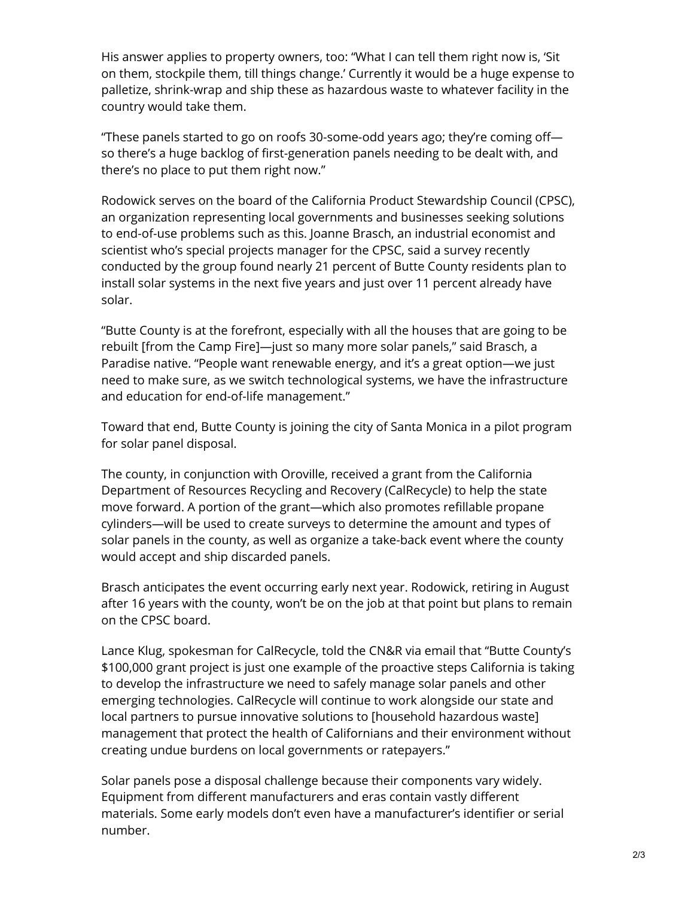His answer applies to property owners, too: "What I can tell them right now is, 'Sit on them, stockpile them, till things change.' Currently it would be a huge expense to palletize, shrink-wrap and ship these as hazardous waste to whatever facility in the country would take them.

"These panels started to go on roofs 30-some-odd years ago; they're coming off—so there's a huge backlog of first-generation panels needing to be dealt with, and there's no place to put them right now."

Rodowick serves on the board of the California Product Stewardship Council (CPSC), an organization representing local governments and businesses seeking solutions to end-of-use problems such as this. Joanne Brasch, an industrial economist and scientist who's special projects manager for the CPSC, said a survey recently conducted by the group found nearly 21 percent of Butte County residents plan to install solar systems in the next five years and just over 11 percent already have solar.

"Butte County is at the forefront, especially with all the houses that are going to be rebuilt [from the Camp Fire]—just so many more solar panels," said Brasch, a Paradise native. "People want renewable energy, and it's a great option—we just need to make sure, as we switch technological systems, we have the infrastructure and education for end-of-life management."

Toward that end, Butte County is joining the city of Santa Monica in a pilot program for solar panel disposal.

The county, in conjunction with Oroville, received a grant from the California Department of Resources Recycling and Recovery (CalRecycle) to help the state move forward. A portion of the grant—which also promotes refillable propane cylinders—will be used to create surveys to determine the amount and types of solar panels in the county, as well as organize a take-back event where the county would accept and ship discarded panels.

Brasch anticipates the event occurring early next year. Rodowick, retiring in August after 16 years with the county, won't be on the job at that point but plans to remain on the CPSC board.

Lance Klug, spokesman for CalRecycle, told the CN&R via email that "Butte County's $100,000 grant project is just one example of the proactive steps California is taking to develop the infrastructure we need to safely manage solar panels and other emerging technologies. CalRecycle will continue to work alongside our state and local partners to pursue innovative solutions to [household hazardous waste] management that protect the health of Californians and their environment without creating undue burdens on local governments or ratepayers."

Solar panels pose a disposal challenge because their components vary widely. Equipment from different manufacturers and eras contain vastly different materials. Some early models don't even have a manufacturer's identifier or serial number.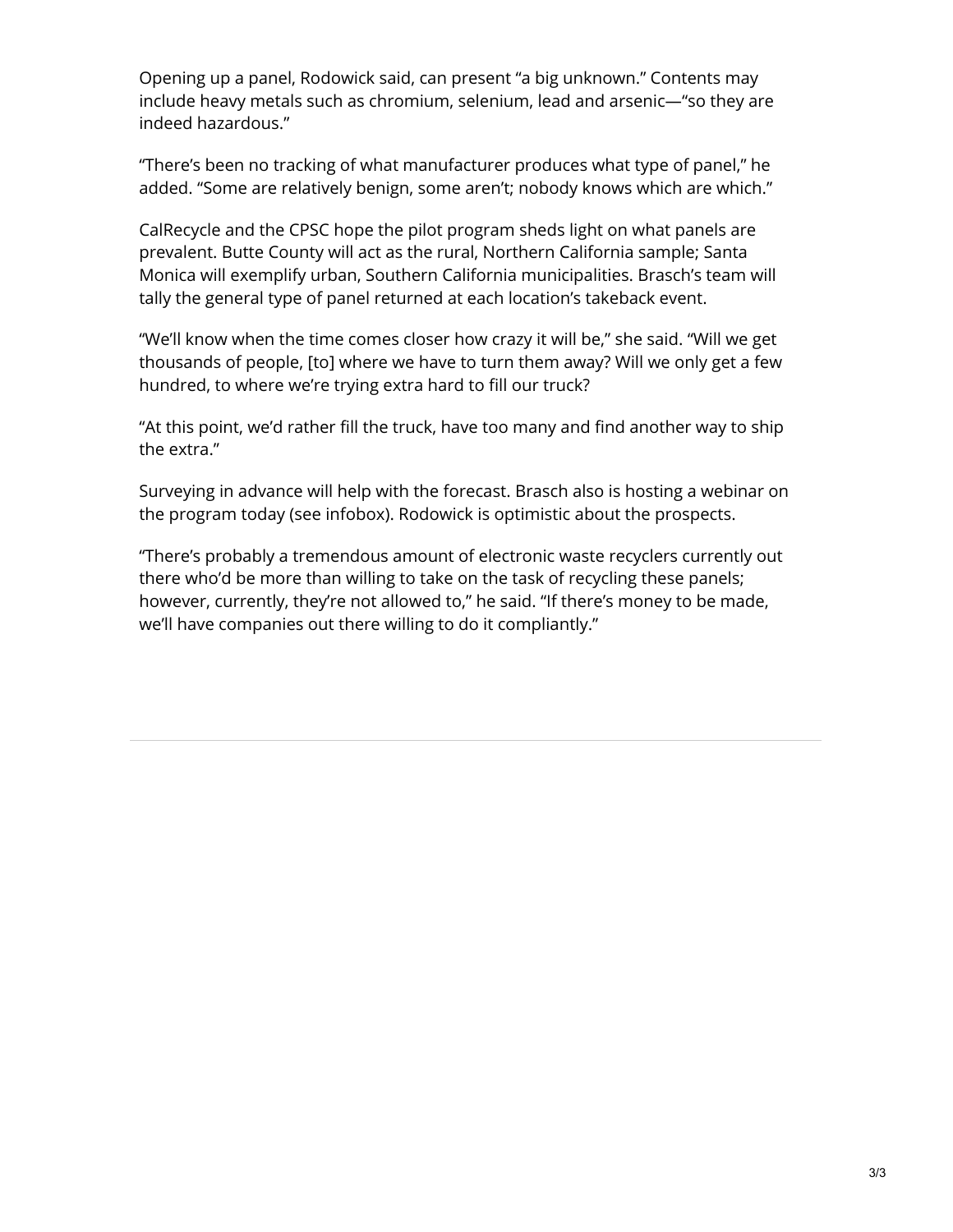Opening up a panel, Rodowick said, can present "a big unknown." Contents may include heavy metals such as chromium, selenium, lead and arsenic—"so they are indeed hazardous."

"There's been no tracking of what manufacturer produces what type of panel," he added. "Some are relatively benign, some aren't; nobody knows which are which."

CalRecycle and the CPSC hope the pilot program sheds light on what panels are prevalent. Butte County will act as the rural, Northern California sample; Santa Monica will exemplify urban, Southern California municipalities. Brasch's team will tally the general type of panel returned at each location's takeback event.

"We'll know when the time comes closer how crazy it will be," she said. "Will we get thousands of people, [to] where we have to turn them away? Will we only get a few hundred, to where we're trying extra hard to fill our truck?

"At this point, we'd rather fill the truck, have too many and find another way to ship the extra."

Surveying in advance will help with the forecast. Brasch also is hosting a webinar on the program today (see infobox). Rodowick is optimistic about the prospects.

"There's probably a tremendous amount of electronic waste recyclers currently out there who'd be more than willing to take on the task of recycling these panels; however, currently, they're not allowed to," he said. "If there's money to be made, we'll have companies out there willing to do it compliantly."